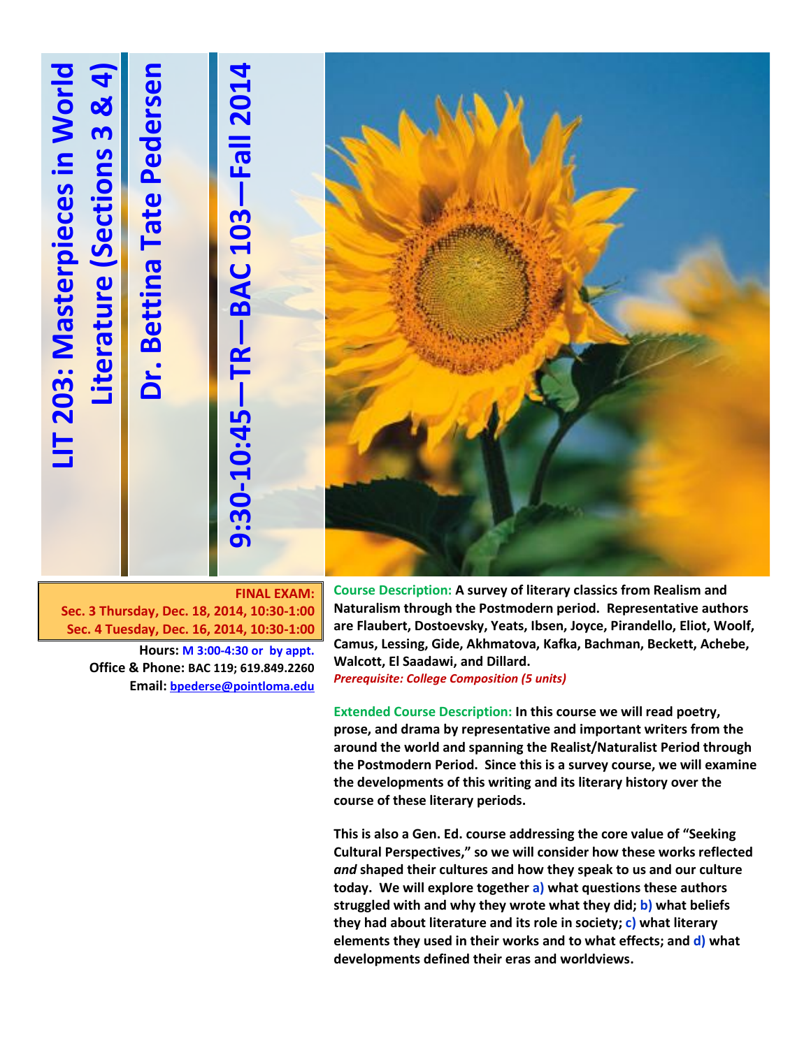# LIT 203: Masterpieces in World Literature (Sections 3 & 4)

## Dr. Bettina Tate Pedersen

## 9:30-10:45—TR—BAC 103—Fall 2014

**FINAL EXAM:**
**Sec. 3 Thursday, Dec. 18, 2014, 10:30-1:00**
**Sec. 4 Tuesday, Dec. 16, 2014, 10:30-1:00**

**Hours:** M 3:00-4:30 or by appt.
**Office & Phone:** BAC 119; 619.849.2260
**Email:** bpederse@pointloma.edu

**Course Description: A survey of literary classics from Realism and Naturalism through the Postmodern period. Representative authors are Flaubert, Dostoevsky, Yeats, Ibsen, Joyce, Pirandello, Eliot, Woolf, Camus, Lessing, Gide, Akhmatova, Kafka, Bachman, Beckett, Achebe, Walcott, El Saadawi, and Dillard.**
*Prerequisite: College Composition (5 units)*

**Extended Course Description: In this course we will read poetry, prose, and drama by representative and important writers from the around the world and spanning the Realist/Naturalist Period through the Postmodern Period. Since this is a survey course, we will examine the developments of this writing and its literary history over the course of these literary periods.**

**This is also a Gen. Ed. course addressing the core value of "Seeking Cultural Perspectives," so we will consider how these works reflected *and* shaped their cultures and how they speak to us and our culture today. We will explore together a) what questions these authors struggled with and why they wrote what they did; b) what beliefs they had about literature and its role in society; c) what literary elements they used in their works and to what effects; and d) what developments defined their eras and worldviews.**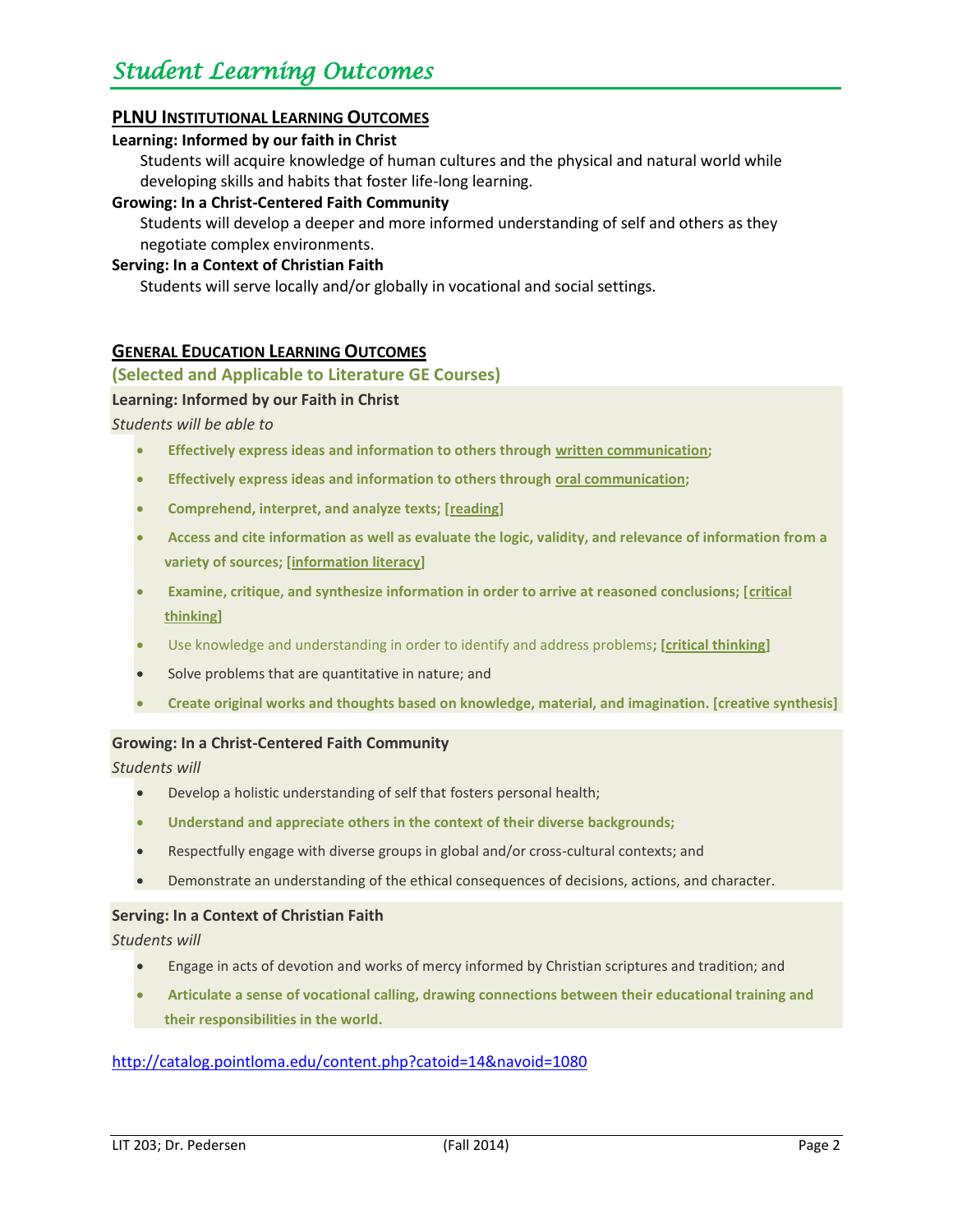# *Student Learning Outcomes*

## PLNU INSTITUTIONAL LEARNING OUTCOMES

**Learning: Informed by our faith in Christ**

Students will acquire knowledge of human cultures and the physical and natural world while developing skills and habits that foster life-long learning.

**Growing: In a Christ-Centered Faith Community**

Students will develop a deeper and more informed understanding of self and others as they negotiate complex environments.

**Serving: In a Context of Christian Faith**

Students will serve locally and/or globally in vocational and social settings.

## GENERAL EDUCATION LEARNING OUTCOMES

**(Selected and Applicable to Literature GE Courses)**

**Learning: Informed by our Faith in Christ**

*Students will be able to*

- **Effectively express ideas and information to others through written communication;**
- **Effectively express ideas and information to others through oral communication;**
- **Comprehend, interpret, and analyze texts; [reading]**
- **Access and cite information as well as evaluate the logic, validity, and relevance of information from a variety of sources; [information literacy]**
- **Examine, critique, and synthesize information in order to arrive at reasoned conclusions; [critical thinking]**
- Use knowledge and understanding in order to identify and address problems**; [critical thinking]**
- Solve problems that are quantitative in nature; and
- **Create original works and thoughts based on knowledge, material, and imagination. [creative synthesis]**

**Growing: In a Christ-Centered Faith Community**

*Students will*

- Develop a holistic understanding of self that fosters personal health;
- **Understand and appreciate others in the context of their diverse backgrounds;**
- Respectfully engage with diverse groups in global and/or cross-cultural contexts; and
- Demonstrate an understanding of the ethical consequences of decisions, actions, and character.

**Serving: In a Context of Christian Faith**

*Students will*

- Engage in acts of devotion and works of mercy informed by Christian scriptures and tradition; and
- **Articulate a sense of vocational calling, drawing connections between their educational training and their responsibilities in the world.**

http://catalog.pointloma.edu/content.php?catoid=14&navoid=1080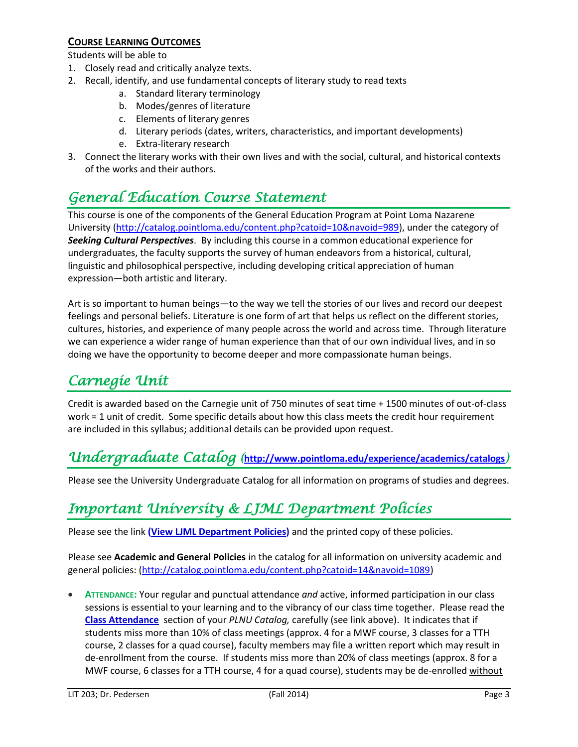### **COURSE LEARNING OUTCOMES**

Students will be able to

1. Closely read and critically analyze texts.
2. Recall, identify, and use fundamental concepts of literary study to read texts
    a. Standard literary terminology
    b. Modes/genres of literature
    c. Elements of literary genres
    d. Literary periods (dates, writers, characteristics, and important developments)
    e. Extra-literary research
3. Connect the literary works with their own lives and with the social, cultural, and historical contexts of the works and their authors.

## *General Education Course Statement*

This course is one of the components of the General Education Program at Point Loma Nazarene University (http://catalog.pointloma.edu/content.php?catoid=10&navoid=989), under the category of ***Seeking Cultural Perspectives***. By including this course in a common educational experience for undergraduates, the faculty supports the survey of human endeavors from a historical, cultural, linguistic and philosophical perspective, including developing critical appreciation of human expression—both artistic and literary.

Art is so important to human beings—to the way we tell the stories of our lives and record our deepest feelings and personal beliefs. Literature is one form of art that helps us reflect on the different stories, cultures, histories, and experience of many people across the world and across time. Through literature we can experience a wider range of human experience than that of our own individual lives, and in so doing we have the opportunity to become deeper and more compassionate human beings.

## *Carnegie Unit*

Credit is awarded based on the Carnegie unit of 750 minutes of seat time + 1500 minutes of out-of-class work = 1 unit of credit. Some specific details about how this class meets the credit hour requirement are included in this syllabus; additional details can be provided upon request.

## *Undergraduate Catalog* (**http://www.pointloma.edu/experience/academics/catalogs**)

Please see the University Undergraduate Catalog for all information on programs of studies and degrees.

## *Important University & LJML Department Policies*

Please see the link **(View LJML Department Policies)** and the printed copy of these policies.

Please see **Academic and General Policies** in the catalog for all information on university academic and general policies: (http://catalog.pointloma.edu/content.php?catoid=14&navoid=1089)

- **ATTENDANCE:** Your regular and punctual attendance *and* active, informed participation in our class sessions is essential to your learning and to the vibrancy of our class time together. Please read the **Class Attendance** section of your *PLNU Catalog,* carefully (see link above). It indicates that if students miss more than 10% of class meetings (approx. 4 for a MWF course, 3 classes for a TTH course, 2 classes for a quad course), faculty members may file a written report which may result in de-enrollment from the course. If students miss more than 20% of class meetings (approx. 8 for a MWF course, 6 classes for a TTH course, 4 for a quad course), students may be de-enrolled without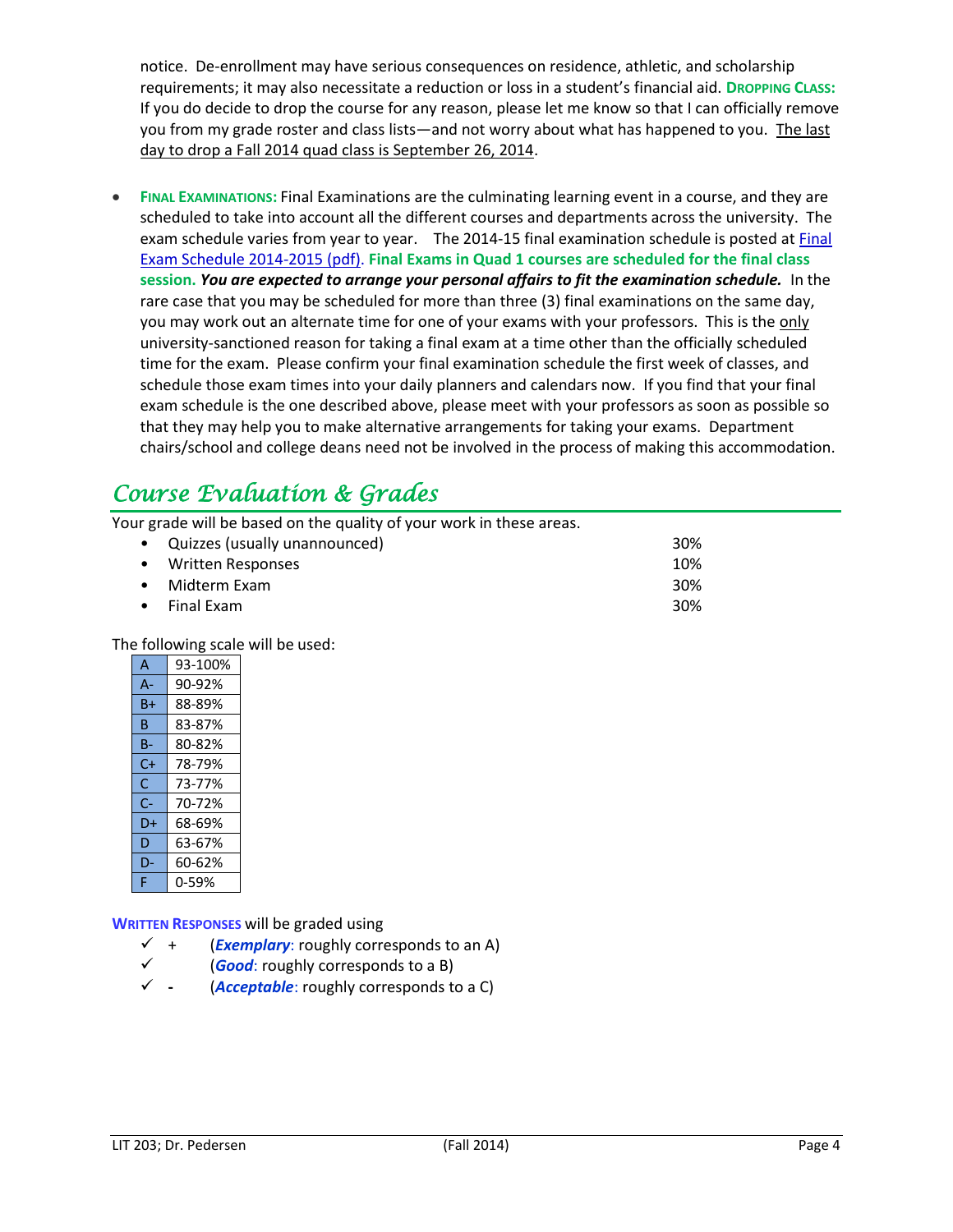notice. De-enrollment may have serious consequences on residence, athletic, and scholarship requirements; it may also necessitate a reduction or loss in a student's financial aid. **Dropping Class:** If you do decide to drop the course for any reason, please let me know so that I can officially remove you from my grade roster and class lists—and not worry about what has happened to you. The last day to drop a Fall 2014 quad class is September 26, 2014.

- **Final Examinations:** Final Examinations are the culminating learning event in a course, and they are scheduled to take into account all the different courses and departments across the university. The exam schedule varies from year to year. The 2014-15 final examination schedule is posted at [Final Exam Schedule 2014-2015 (pdf)](). **Final Exams in Quad 1 courses are scheduled for the final class session.** ***You are expected to arrange your personal affairs to fit the examination schedule.*** In the rare case that you may be scheduled for more than three (3) final examinations on the same day, you may work out an alternate time for one of your exams with your professors. This is the only university-sanctioned reason for taking a final exam at a time other than the officially scheduled time for the exam. Please confirm your final examination schedule the first week of classes, and schedule those exam times into your daily planners and calendars now. If you find that your final exam schedule is the one described above, please meet with your professors as soon as possible so that they may help you to make alternative arrangements for taking your exams. Department chairs/school and college deans need not be involved in the process of making this accommodation.

## Course Evaluation & Grades

Your grade will be based on the quality of your work in these areas.

| | |
|---|---|
| • Quizzes (usually unannounced) | 30% |
| • Written Responses | 10% |
| • Midterm Exam | 30% |
| • Final Exam | 30% |

The following scale will be used:

| Grade | Range |
|---|---|
| A | 93-100% |
| A- | 90-92% |
| B+ | 88-89% |
| B | 83-87% |
| B- | 80-82% |
| C+ | 78-79% |
| C | 73-77% |
| C- | 70-72% |
| D+ | 68-69% |
| D | 63-67% |
| D- | 60-62% |
| F | 0-59% |

**Written Responses** will be graded using

- ✓ + (***Exemplary***: roughly corresponds to an A)
- ✓ (***Good***: roughly corresponds to a B)
- ✓ - (***Acceptable***: roughly corresponds to a C)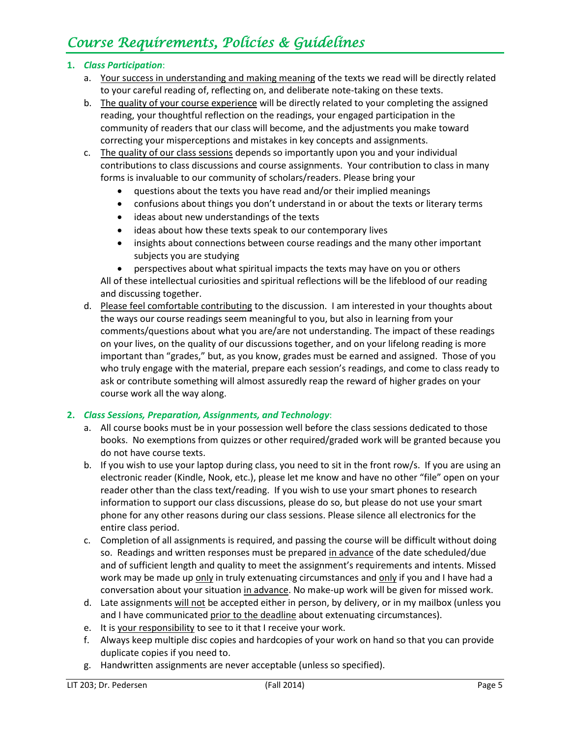# *Course Requirements, Policies & Guidelines*

1. ***Class Participation***:
   a. Your success in understanding and making meaning of the texts we read will be directly related to your careful reading of, reflecting on, and deliberate note-taking on these texts.
   b. The quality of your course experience will be directly related to your completing the assigned reading, your thoughtful reflection on the readings, your engaged participation in the community of readers that our class will become, and the adjustments you make toward correcting your misperceptions and mistakes in key concepts and assignments.
   c. The quality of our class sessions depends so importantly upon you and your individual contributions to class discussions and course assignments. Your contribution to class in many forms is invaluable to our community of scholars/readers. Please bring your
      - questions about the texts you have read and/or their implied meanings
      - confusions about things you don't understand in or about the texts or literary terms
      - ideas about new understandings of the texts
      - ideas about how these texts speak to our contemporary lives
      - insights about connections between course readings and the many other important subjects you are studying
      - perspectives about what spiritual impacts the texts may have on you or others

      All of these intellectual curiosities and spiritual reflections will be the lifeblood of our reading and discussing together.
   d. Please feel comfortable contributing to the discussion. I am interested in your thoughts about the ways our course readings seem meaningful to you, but also in learning from your comments/questions about what you are/are not understanding. The impact of these readings on your lives, on the quality of our discussions together, and on your lifelong reading is more important than "grades," but, as you know, grades must be earned and assigned. Those of you who truly engage with the material, prepare each session's readings, and come to class ready to ask or contribute something will almost assuredly reap the reward of higher grades on your course work all the way along.

2. ***Class Sessions, Preparation, Assignments, and Technology***:
   a. All course books must be in your possession well before the class sessions dedicated to those books. No exemptions from quizzes or other required/graded work will be granted because you do not have course texts.
   b. If you wish to use your laptop during class, you need to sit in the front row/s. If you are using an electronic reader (Kindle, Nook, etc.), please let me know and have no other "file" open on your reader other than the class text/reading. If you wish to use your smart phones to research information to support our class discussions, please do so, but please do not use your smart phone for any other reasons during our class sessions. Please silence all electronics for the entire class period.
   c. Completion of all assignments is required, and passing the course will be difficult without doing so. Readings and written responses must be prepared in advance of the date scheduled/due and of sufficient length and quality to meet the assignment's requirements and intents. Missed work may be made up only in truly extenuating circumstances and only if you and I have had a conversation about your situation in advance. No make-up work will be given for missed work.
   d. Late assignments will not be accepted either in person, by delivery, or in my mailbox (unless you and I have communicated prior to the deadline about extenuating circumstances).
   e. It is your responsibility to see to it that I receive your work.
   f. Always keep multiple disc copies and hardcopies of your work on hand so that you can provide duplicate copies if you need to.
   g. Handwritten assignments are never acceptable (unless so specified).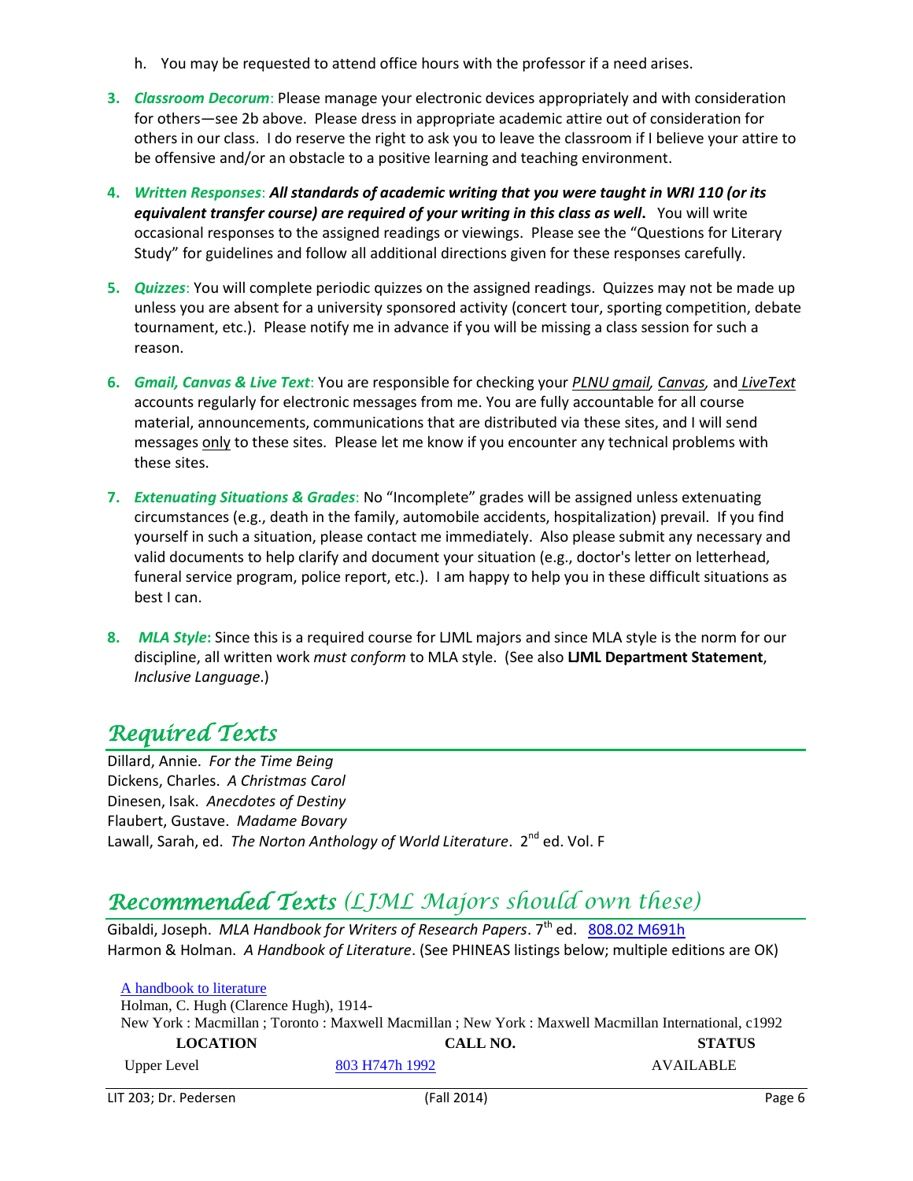h. You may be requested to attend office hours with the professor if a need arises.

3. ***Classroom Decorum***: Please manage your electronic devices appropriately and with consideration for others—see 2b above. Please dress in appropriate academic attire out of consideration for others in our class. I do reserve the right to ask you to leave the classroom if I believe your attire to be offensive and/or an obstacle to a positive learning and teaching environment.

4. ***Written Responses***: ***All standards of academic writing that you were taught in WRI 110 (or its equivalent transfer course) are required of your writing in this class as well***. You will write occasional responses to the assigned readings or viewings. Please see the "Questions for Literary Study" for guidelines and follow all additional directions given for these responses carefully.

5. ***Quizzes***: You will complete periodic quizzes on the assigned readings. Quizzes may not be made up unless you are absent for a university sponsored activity (concert tour, sporting competition, debate tournament, etc.). Please notify me in advance if you will be missing a class session for such a reason.

6. ***Gmail, Canvas & Live Text***: You are responsible for checking your *PLNU gmail, Canvas,* and *LiveText* accounts regularly for electronic messages from me. You are fully accountable for all course material, announcements, communications that are distributed via these sites, and I will send messages only to these sites. Please let me know if you encounter any technical problems with these sites.

7. ***Extenuating Situations & Grades***: No "Incomplete" grades will be assigned unless extenuating circumstances (e.g., death in the family, automobile accidents, hospitalization) prevail. If you find yourself in such a situation, please contact me immediately. Also please submit any necessary and valid documents to help clarify and document your situation (e.g., doctor's letter on letterhead, funeral service program, police report, etc.). I am happy to help you in these difficult situations as best I can.

8. ***MLA Style***: Since this is a required course for LJML majors and since MLA style is the norm for our discipline, all written work *must conform* to MLA style. (See also **LJML Department Statement**, *Inclusive Language*.)

## Required Texts

Dillard, Annie. *For the Time Being*
Dickens, Charles. *A Christmas Carol*
Dinesen, Isak. *Anecdotes of Destiny*
Flaubert, Gustave. *Madame Bovary*
Lawall, Sarah, ed. *The Norton Anthology of World Literature*. 2nd ed. Vol. F

## Recommended Texts *(LJML Majors should own these)*

Gibaldi, Joseph. *MLA Handbook for Writers of Research Papers*. 7th ed. 808.02 M691h
Harmon & Holman. *A Handbook of Literature*. (See PHINEAS listings below; multiple editions are OK)

A handbook to literature
Holman, C. Hugh (Clarence Hugh), 1914-
New York : Macmillan ; Toronto : Maxwell Macmillan ; New York : Maxwell Macmillan International, c1992

| LOCATION | CALL NO. | STATUS |
|---|---|---|
| Upper Level | 803 H747h 1992 | AVAILABLE |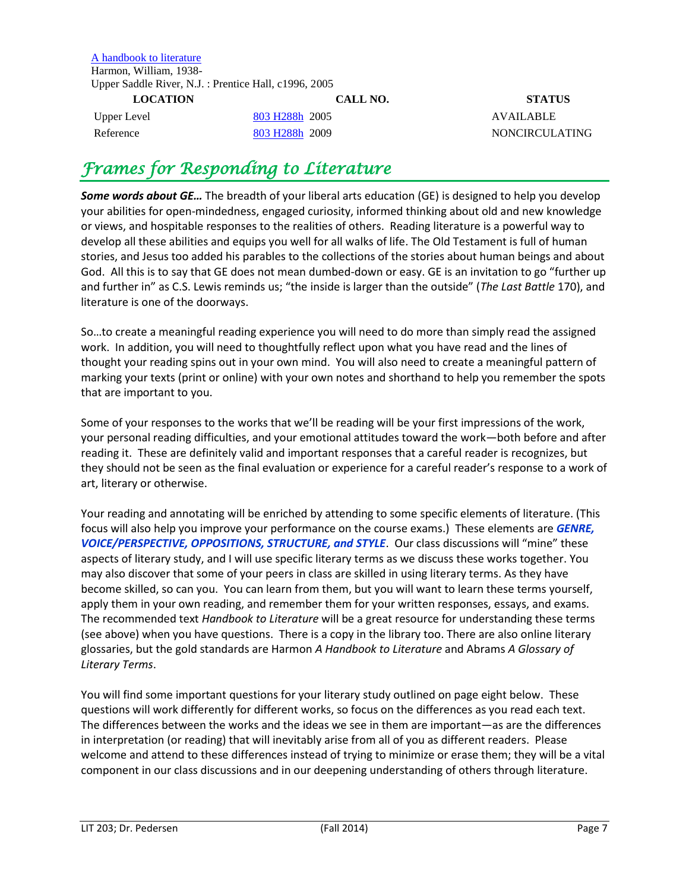[A handbook to literature](#)
Harmon, William, 1938-
Upper Saddle River, N.J. : Prentice Hall, c1996, 2005

| LOCATION | CALL NO. | STATUS |
| --- | --- | --- |
| Upper Level | 803 H288h 2005 | AVAILABLE |
| Reference | 803 H288h 2009 | NONCIRCULATING |

# *Frames for Responding to Literature*

***Some words about GE…*** The breadth of your liberal arts education (GE) is designed to help you develop your abilities for open-mindedness, engaged curiosity, informed thinking about old and new knowledge or views, and hospitable responses to the realities of others. Reading literature is a powerful way to develop all these abilities and equips you well for all walks of life. The Old Testament is full of human stories, and Jesus too added his parables to the collections of the stories about human beings and about God. All this is to say that GE does not mean dumbed-down or easy. GE is an invitation to go "further up and further in" as C.S. Lewis reminds us; "the inside is larger than the outside" (*The Last Battle* 170), and literature is one of the doorways.

So…to create a meaningful reading experience you will need to do more than simply read the assigned work. In addition, you will need to thoughtfully reflect upon what you have read and the lines of thought your reading spins out in your own mind. You will also need to create a meaningful pattern of marking your texts (print or online) with your own notes and shorthand to help you remember the spots that are important to you.

Some of your responses to the works that we'll be reading will be your first impressions of the work, your personal reading difficulties, and your emotional attitudes toward the work—both before and after reading it. These are definitely valid and important responses that a careful reader is recognizes, but they should not be seen as the final evaluation or experience for a careful reader's response to a work of art, literary or otherwise.

Your reading and annotating will be enriched by attending to some specific elements of literature. (This focus will also help you improve your performance on the course exams.) These elements are ***GENRE, VOICE/PERSPECTIVE, OPPOSITIONS, STRUCTURE, and STYLE***. Our class discussions will "mine" these aspects of literary study, and I will use specific literary terms as we discuss these works together. You may also discover that some of your peers in class are skilled in using literary terms. As they have become skilled, so can you. You can learn from them, but you will want to learn these terms yourself, apply them in your own reading, and remember them for your written responses, essays, and exams. The recommended text *Handbook to Literature* will be a great resource for understanding these terms (see above) when you have questions. There is a copy in the library too. There are also online literary glossaries, but the gold standards are Harmon *A Handbook to Literature* and Abrams *A Glossary of Literary Terms*.

You will find some important questions for your literary study outlined on page eight below. These questions will work differently for different works, so focus on the differences as you read each text. The differences between the works and the ideas we see in them are important—as are the differences in interpretation (or reading) that will inevitably arise from all of you as different readers. Please welcome and attend to these differences instead of trying to minimize or erase them; they will be a vital component in our class discussions and in our deepening understanding of others through literature.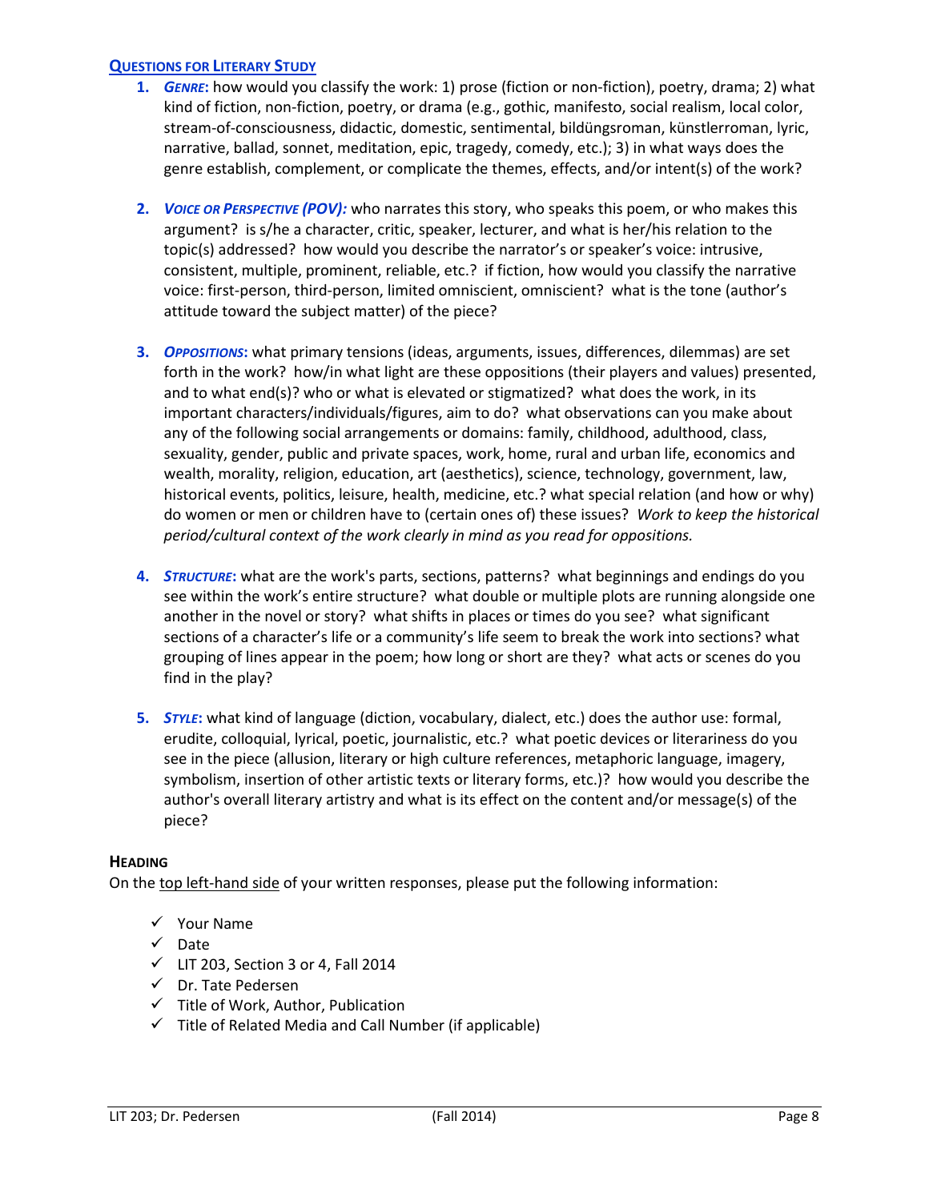## Questions for Literary Study

1. ***Genre*:** how would you classify the work: 1) prose (fiction or non-fiction), poetry, drama; 2) what kind of fiction, non-fiction, poetry, or drama (e.g., gothic, manifesto, social realism, local color, stream-of-consciousness, didactic, domestic, sentimental, bildüngsroman, künstlerroman, lyric, narrative, ballad, sonnet, meditation, epic, tragedy, comedy, etc.); 3) in what ways does the genre establish, complement, or complicate the themes, effects, and/or intent(s) of the work?

2. ***Voice or Perspective (POV):*** who narrates this story, who speaks this poem, or who makes this argument? is s/he a character, critic, speaker, lecturer, and what is her/his relation to the topic(s) addressed? how would you describe the narrator's or speaker's voice: intrusive, consistent, multiple, prominent, reliable, etc.? if fiction, how would you classify the narrative voice: first-person, third-person, limited omniscient, omniscient? what is the tone (author's attitude toward the subject matter) of the piece?

3. ***Oppositions*:** what primary tensions (ideas, arguments, issues, differences, dilemmas) are set forth in the work? how/in what light are these oppositions (their players and values) presented, and to what end(s)? who or what is elevated or stigmatized? what does the work, in its important characters/individuals/figures, aim to do? what observations can you make about any of the following social arrangements or domains: family, childhood, adulthood, class, sexuality, gender, public and private spaces, work, home, rural and urban life, economics and wealth, morality, religion, education, art (aesthetics), science, technology, government, law, historical events, politics, leisure, health, medicine, etc.? what special relation (and how or why) do women or men or children have to (certain ones of) these issues? *Work to keep the historical period/cultural context of the work clearly in mind as you read for oppositions.*

4. ***Structure*:** what are the work's parts, sections, patterns? what beginnings and endings do you see within the work's entire structure? what double or multiple plots are running alongside one another in the novel or story? what shifts in places or times do you see? what significant sections of a character's life or a community's life seem to break the work into sections? what grouping of lines appear in the poem; how long or short are they? what acts or scenes do you find in the play?

5. ***Style*:** what kind of language (diction, vocabulary, dialect, etc.) does the author use: formal, erudite, colloquial, lyrical, poetic, journalistic, etc.? what poetic devices or literariness do you see in the piece (allusion, literary or high culture references, metaphoric language, imagery, symbolism, insertion of other artistic texts or literary forms, etc.)? how would you describe the author's overall literary artistry and what is its effect on the content and/or message(s) of the piece?

### Heading

On the top left-hand side of your written responses, please put the following information:

- ✓ Your Name
- ✓ Date
- ✓ LIT 203, Section 3 or 4, Fall 2014
- ✓ Dr. Tate Pedersen
- ✓ Title of Work, Author, Publication
- ✓ Title of Related Media and Call Number (if applicable)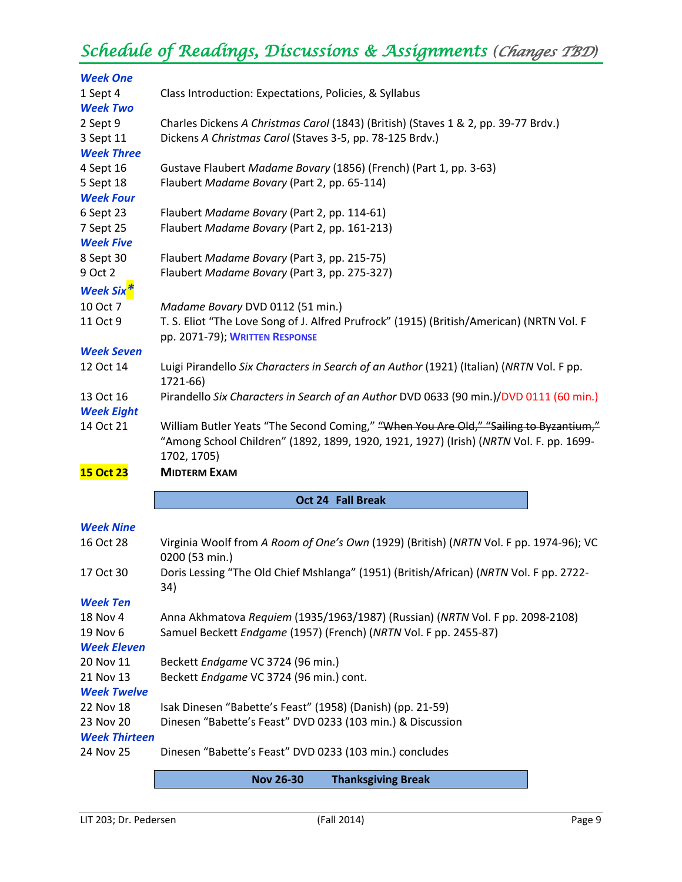# *Schedule of Readings, Discussions & Assignments (Changes TBD)*

***Week One***

1 Sept 4 — Class Introduction: Expectations, Policies, & Syllabus

***Week Two***

2 Sept 9 — Charles Dickens *A Christmas Carol* (1843) (British) (Staves 1 & 2, pp. 39-77 Brdv.)

3 Sept 11 — Dickens *A Christmas Carol* (Staves 3-5, pp. 78-125 Brdv.)

***Week Three***

4 Sept 16 — Gustave Flaubert *Madame Bovary* (1856) (French) (Part 1, pp. 3-63)

5 Sept 18 — Flaubert *Madame Bovary* (Part 2, pp. 65-114)

***Week Four***

6 Sept 23 — Flaubert *Madame Bovary* (Part 2, pp. 114-61)

7 Sept 25 — Flaubert *Madame Bovary* (Part 2, pp. 161-213)

***Week Five***

8 Sept 30 — Flaubert *Madame Bovary* (Part 3, pp. 215-75)

9 Oct 2 — Flaubert *Madame Bovary* (Part 3, pp. 275-327)

***Week Six**** 

10 Oct 7 — *Madame Bovary* DVD 0112 (51 min.)

11 Oct 9 — T. S. Eliot "The Love Song of J. Alfred Prufrock" (1915) (British/American) (NRTN Vol. F pp. 2071-79); **WRITTEN RESPONSE**

***Week Seven***

12 Oct 14 — Luigi Pirandello *Six Characters in Search of an Author* (1921) (Italian) (*NRTN* Vol. F pp. 1721-66)

13 Oct 16 — Pirandello *Six Characters in Search of an Author* DVD 0633 (90 min.)/DVD 0111 (60 min.)

***Week Eight***

14 Oct 21 — William Butler Yeats "The Second Coming," ~~"When You Are Old," "Sailing to Byzantium,"~~ "Among School Children" (1892, 1899, 1920, 1921, 1927) (Irish) (*NRTN* Vol. F. pp. 1699-1702, 1705)

**15 Oct 23** — **MIDTERM EXAM**

**Oct 24 Fall Break**

***Week Nine***

16 Oct 28 — Virginia Woolf from *A Room of One's Own* (1929) (British) (*NRTN* Vol. F pp. 1974-96); VC 0200 (53 min.)

17 Oct 30 — Doris Lessing "The Old Chief Mshlanga" (1951) (British/African) (*NRTN* Vol. F pp. 2722-34)

***Week Ten***

18 Nov 4 — Anna Akhmatova *Requiem* (1935/1963/1987) (Russian) (*NRTN* Vol. F pp. 2098-2108)

19 Nov 6 — Samuel Beckett *Endgame* (1957) (French) (*NRTN* Vol. F pp. 2455-87)

***Week Eleven***

20 Nov 11 — Beckett *Endgame* VC 3724 (96 min.)

21 Nov 13 — Beckett *Endgame* VC 3724 (96 min.) cont.

***Week Twelve***

22 Nov 18 — Isak Dinesen "Babette's Feast" (1958) (Danish) (pp. 21-59)

23 Nov 20 — Dinesen "Babette's Feast" DVD 0233 (103 min.) & Discussion

***Week Thirteen***

24 Nov 25 — Dinesen "Babette's Feast" DVD 0233 (103 min.) concludes

**Nov 26-30 Thanksgiving Break**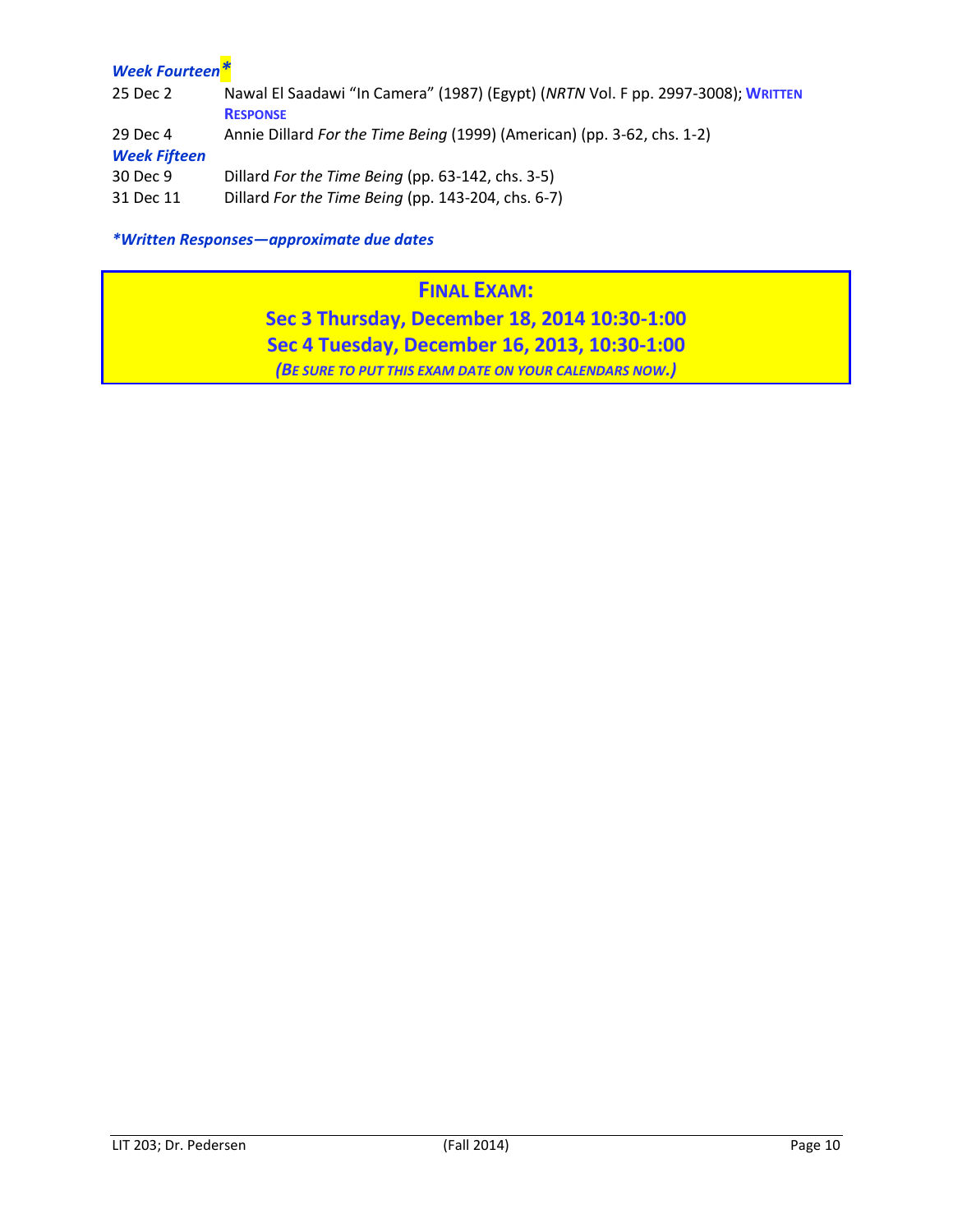***Week Fourteen*****

| | |
|---|---|
| 25 Dec 2 | Nawal El Saadawi "In Camera" (1987) (Egypt) (*NRTN* Vol. F pp. 2997-3008); **WRITTEN RESPONSE** |
| 29 Dec 4 | Annie Dillard *For the Time Being* (1999) (American) (pp. 3-62, chs. 1-2) |
| ***Week Fifteen*** | |
| 30 Dec 9 | Dillard *For the Time Being* (pp. 63-142, chs. 3-5) |
| 31 Dec 11 | Dillard *For the Time Being* (pp. 143-204, chs. 6-7) |

***Written Responses—approximate due dates***

**FINAL EXAM:**

**Sec 3 Thursday, December 18, 2014 10:30-1:00**

**Sec 4 Tuesday, December 16, 2013, 10:30-1:00**

***(BE SURE TO PUT THIS EXAM DATE ON YOUR CALENDARS NOW.)***